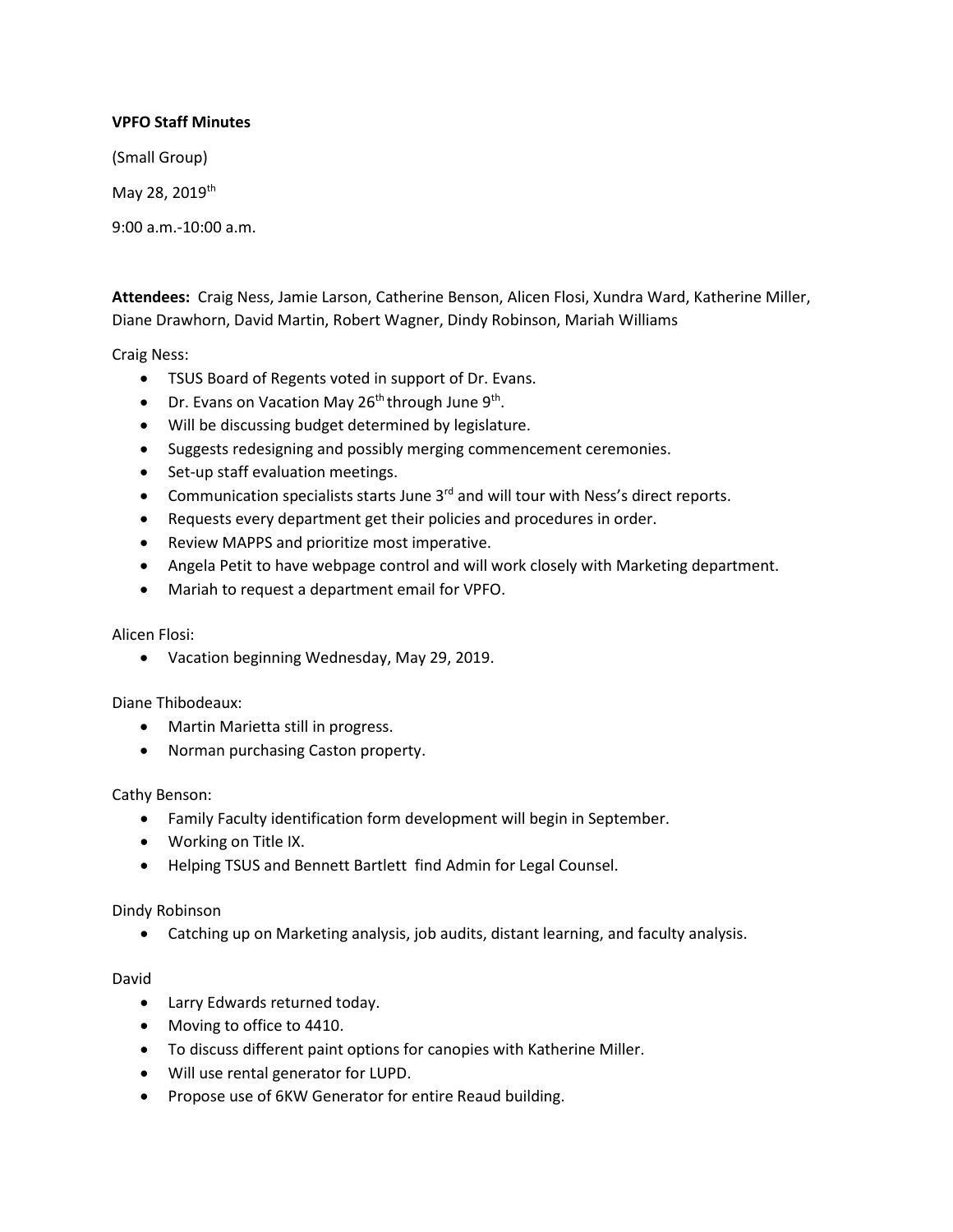**VPFO Staff Minutes**

(Small Group)

May 28, 2019th

9:00 a.m.-10:00 a.m.

**Attendees:** Craig Ness, Jamie Larson, Catherine Benson, Alicen Flosi, Xundra Ward, Katherine Miller, Diane Drawhorn, David Martin, Robert Wagner, Dindy Robinson, Mariah Williams

Craig Ness:

- TSUS Board of Regents voted in support of Dr. Evans.
- Dr. Evans on Vacation May 26th through June 9th.
- Will be discussing budget determined by legislature.
- Suggests redesigning and possibly merging commencement ceremonies.
- Set-up staff evaluation meetings.
- Communication specialists starts June 3rd and will tour with Ness's direct reports.
- Requests every department get their policies and procedures in order.
- Review MAPPS and prioritize most imperative.
- Angela Petit to have webpage control and will work closely with Marketing department.
- Mariah to request a department email for VPFO.

Alicen Flosi:

- Vacation beginning Wednesday, May 29, 2019.

Diane Thibodeaux:

- Martin Marietta still in progress.
- Norman purchasing Caston property.

Cathy Benson:

- Family Faculty identification form development will begin in September.
- Working on Title IX.
- Helping TSUS and Bennett Bartlett find Admin for Legal Counsel.

Dindy Robinson

- Catching up on Marketing analysis, job audits, distant learning, and faculty analysis.

David

- Larry Edwards returned today.
- Moving to office to 4410.
- To discuss different paint options for canopies with Katherine Miller.
- Will use rental generator for LUPD.
- Propose use of 6KW Generator for entire Reaud building.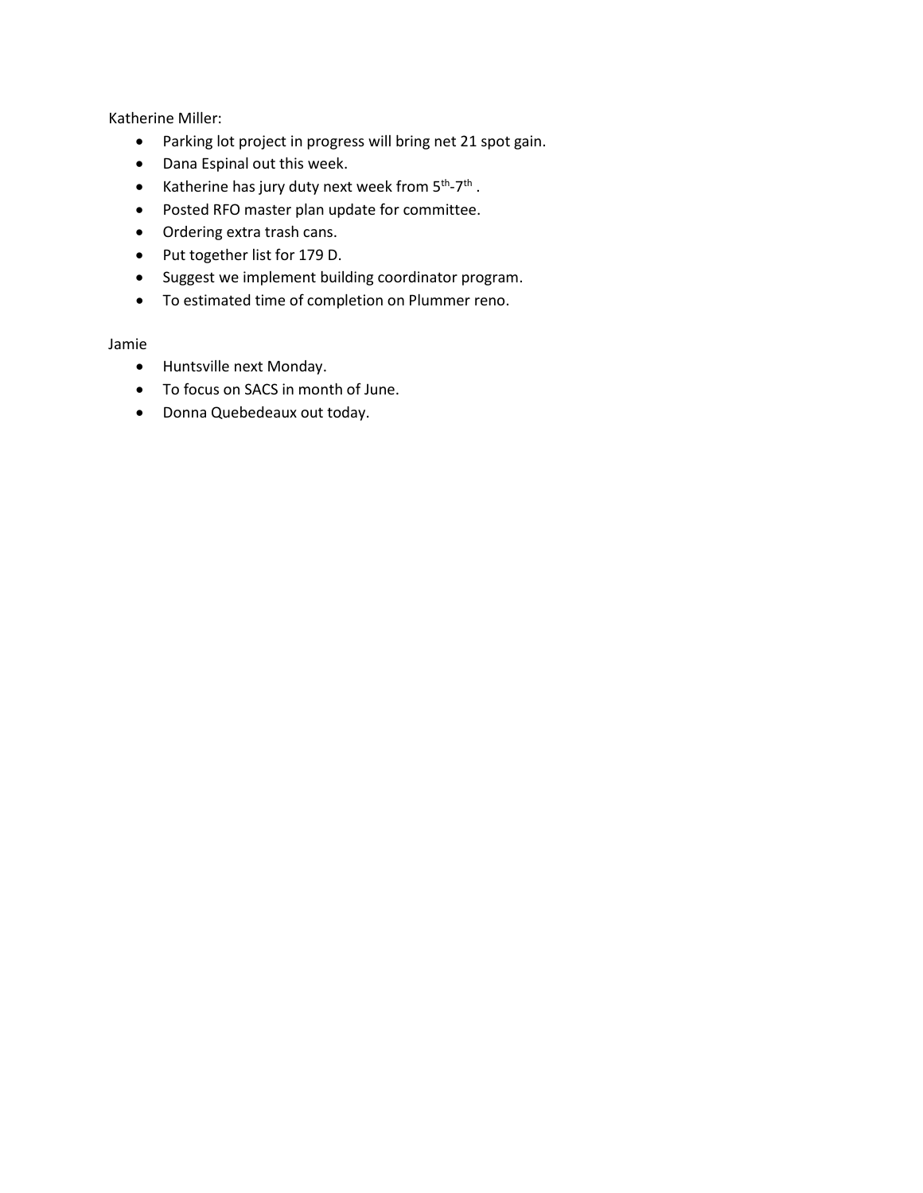Katherine Miller:

- Parking lot project in progress will bring net 21 spot gain.
- Dana Espinal out this week.
- Katherine has jury duty next week from 5th-7th .
- Posted RFO master plan update for committee.
- Ordering extra trash cans.
- Put together list for 179 D.
- Suggest we implement building coordinator program.
- To estimated time of completion on Plummer reno.

Jamie

- Huntsville next Monday.
- To focus on SACS in month of June.
- Donna Quebedeaux out today.